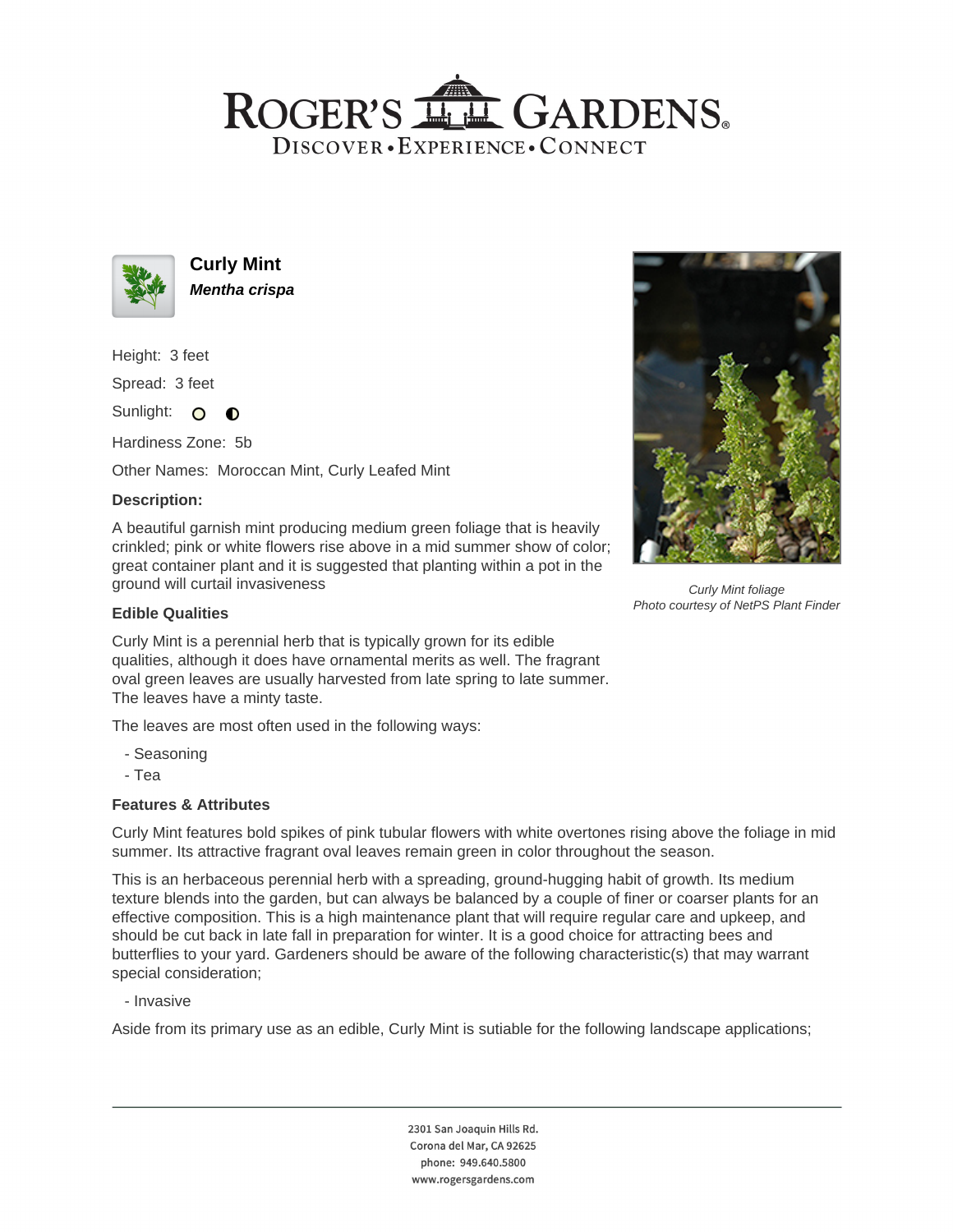# ROGER'S GARDENS
DISCOVER • EXPERIENCE • CONNECT

## Curly Mint
***Mentha crispa***

Height: 3 feet

Spread: 3 feet

Sunlight:

Hardiness Zone: 5b

Other Names: Moroccan Mint, Curly Leafed Mint

### Description:

A beautiful garnish mint producing medium green foliage that is heavily crinkled; pink or white flowers rise above in a mid summer show of color; great container plant and it is suggested that planting within a pot in the ground will curtail invasiveness

*Curly Mint foliage*
*Photo courtesy of NetPS Plant Finder*

### Edible Qualities

Curly Mint is a perennial herb that is typically grown for its edible qualities, although it does have ornamental merits as well. The fragrant oval green leaves are usually harvested from late spring to late summer. The leaves have a minty taste.

The leaves are most often used in the following ways:

- Seasoning
- Tea

### Features & Attributes

Curly Mint features bold spikes of pink tubular flowers with white overtones rising above the foliage in mid summer. Its attractive fragrant oval leaves remain green in color throughout the season.

This is an herbaceous perennial herb with a spreading, ground-hugging habit of growth. Its medium texture blends into the garden, but can always be balanced by a couple of finer or coarser plants for an effective composition. This is a high maintenance plant that will require regular care and upkeep, and should be cut back in late fall in preparation for winter. It is a good choice for attracting bees and butterflies to your yard. Gardeners should be aware of the following characteristic(s) that may warrant special consideration;

- Invasive

Aside from its primary use as an edible, Curly Mint is sutiable for the following landscape applications;

2301 San Joaquin Hills Rd.
Corona del Mar, CA 92625
phone: 949.640.5800
www.rogersgardens.com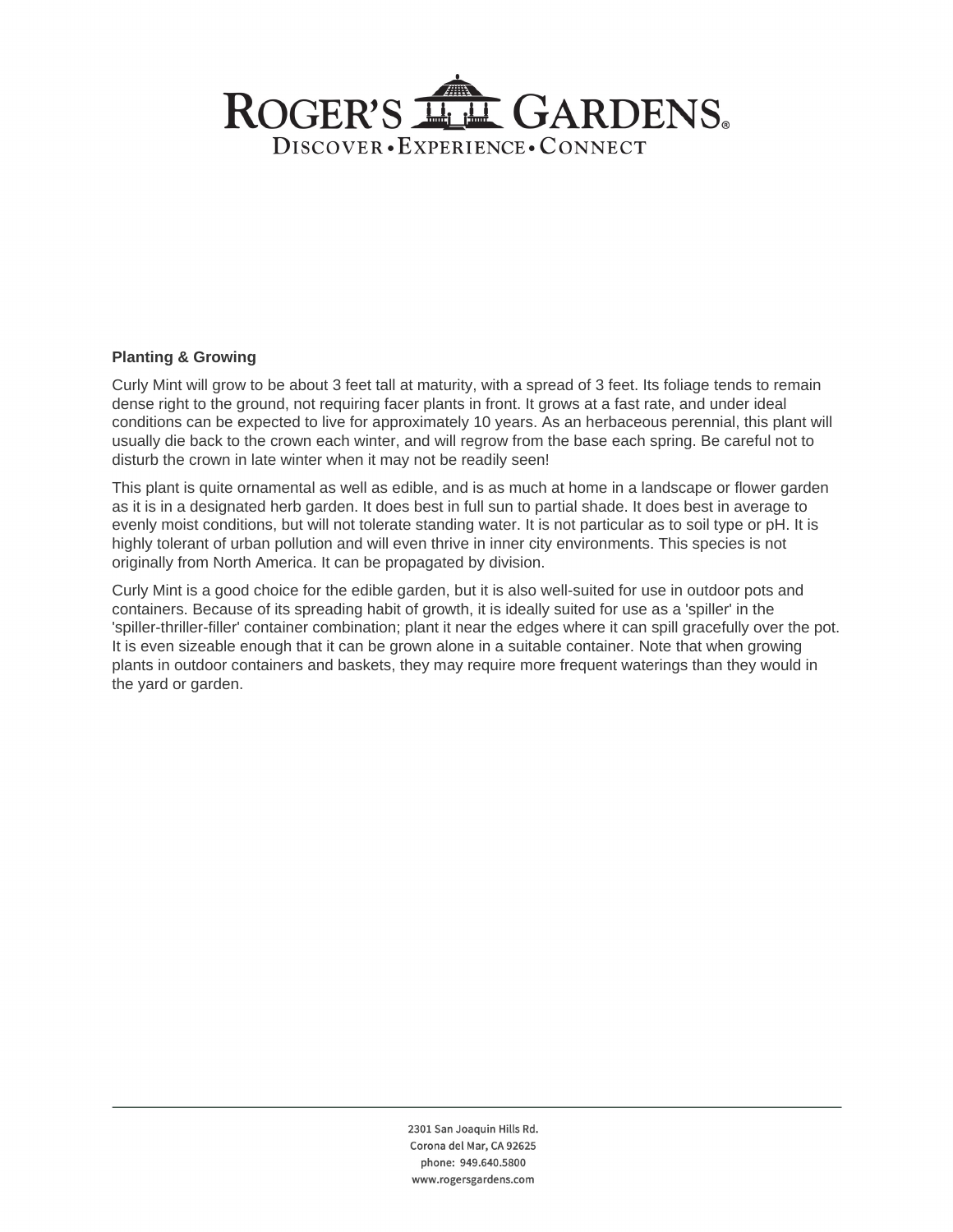### Planting & Growing

Curly Mint will grow to be about 3 feet tall at maturity, with a spread of 3 feet. Its foliage tends to remain dense right to the ground, not requiring facer plants in front. It grows at a fast rate, and under ideal conditions can be expected to live for approximately 10 years. As an herbaceous perennial, this plant will usually die back to the crown each winter, and will regrow from the base each spring. Be careful not to disturb the crown in late winter when it may not be readily seen!

This plant is quite ornamental as well as edible, and is as much at home in a landscape or flower garden as it is in a designated herb garden. It does best in full sun to partial shade. It does best in average to evenly moist conditions, but will not tolerate standing water. It is not particular as to soil type or pH. It is highly tolerant of urban pollution and will even thrive in inner city environments. This species is not originally from North America. It can be propagated by division.

Curly Mint is a good choice for the edible garden, but it is also well-suited for use in outdoor pots and containers. Because of its spreading habit of growth, it is ideally suited for use as a 'spiller' in the 'spiller-thriller-filler' container combination; plant it near the edges where it can spill gracefully over the pot. It is even sizeable enough that it can be grown alone in a suitable container. Note that when growing plants in outdoor containers and baskets, they may require more frequent waterings than they would in the yard or garden.